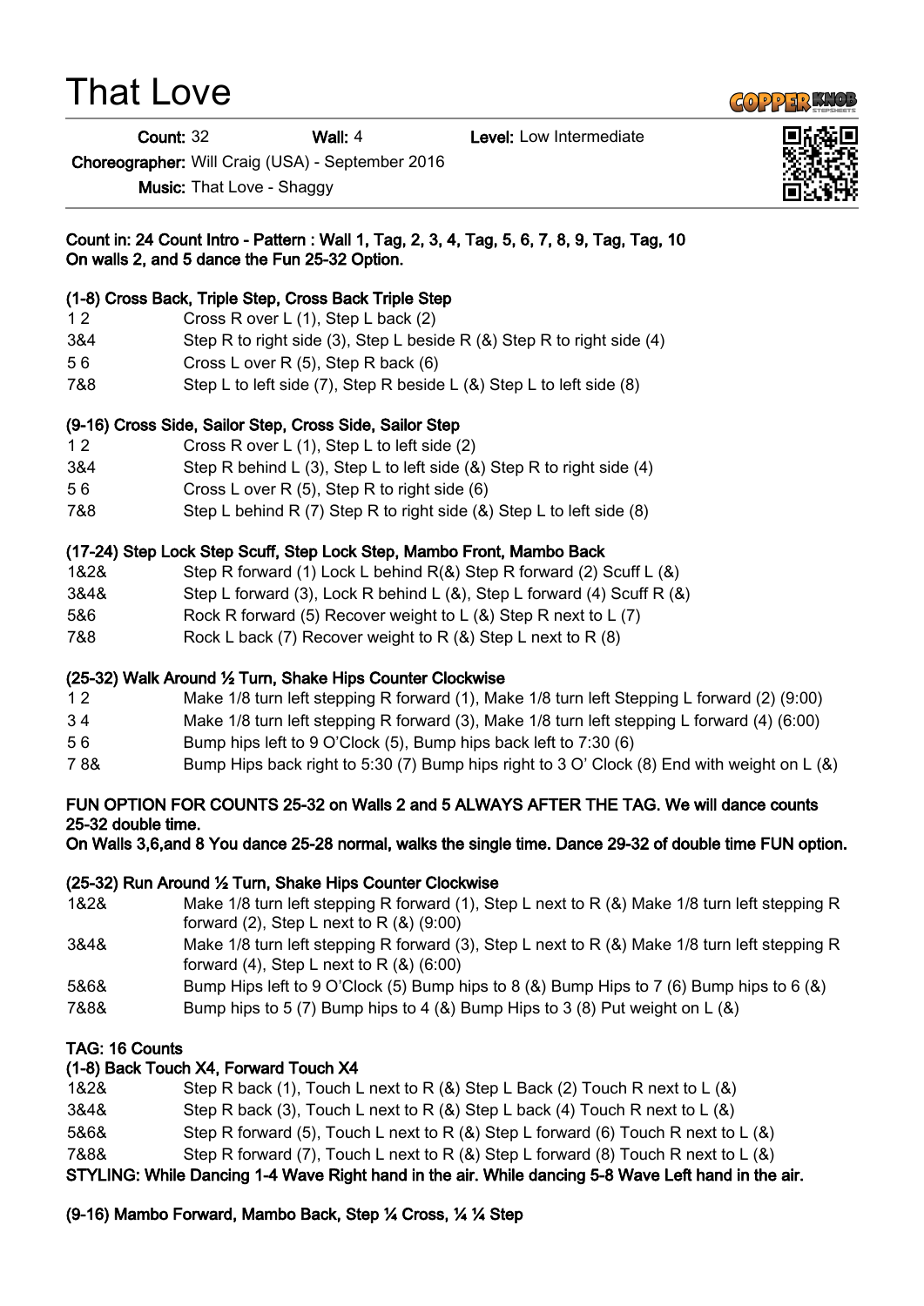# That Love

**Count:** 32 **Wall:** 4 **Level:** Low Intermediate

**Choreographer:** Will Craig (USA) - September 2016

**Music:** That Love - Shaggy

**Count in: 24 Count Intro - Pattern : Wall 1, Tag, 2, 3, 4, Tag, 5, 6, 7, 8, 9, Tag, Tag, 10**
**On walls 2, and 5 dance the Fun 25-32 Option.**

**(1-8) Cross Back, Triple Step, Cross Back Triple Step**

| | |
|---|---|
| 1 2 | Cross R over L (1), Step L back (2) |
| 3&4 | Step R to right side (3), Step L beside R (&) Step R to right side (4) |
| 5 6 | Cross L over R (5), Step R back (6) |
| 7&8 | Step L to left side (7), Step R beside L (&) Step L to left side (8) |

**(9-16) Cross Side, Sailor Step, Cross Side, Sailor Step**

| | |
|---|---|
| 1 2 | Cross R over L (1), Step L to left side (2) |
| 3&4 | Step R behind L (3), Step L to left side (&) Step R to right side (4) |
| 5 6 | Cross L over R (5), Step R to right side (6) |
| 7&8 | Step L behind R (7) Step R to right side (&) Step L to left side (8) |

**(17-24) Step Lock Step Scuff, Step Lock Step, Mambo Front, Mambo Back**

| | |
|---|---|
| 1&2& | Step R forward (1) Lock L behind R(&) Step R forward (2) Scuff L (&) |
| 3&4& | Step L forward (3), Lock R behind L (&), Step L forward (4) Scuff R (&) |
| 5&6 | Rock R forward (5) Recover weight to L (&) Step R next to L (7) |
| 7&8 | Rock L back (7) Recover weight to R (&) Step L next to R (8) |

**(25-32) Walk Around ½ Turn, Shake Hips Counter Clockwise**

| | |
|---|---|
| 1 2 | Make 1/8 turn left stepping R forward (1), Make 1/8 turn left Stepping L forward (2) (9:00) |
| 3 4 | Make 1/8 turn left stepping R forward (3), Make 1/8 turn left stepping L forward (4) (6:00) |
| 5 6 | Bump hips left to 9 O'Clock (5), Bump hips back left to 7:30 (6) |
| 7 8& | Bump Hips back right to 5:30 (7) Bump hips right to 3 O' Clock (8) End with weight on L (&) |

**FUN OPTION FOR COUNTS 25-32 on Walls 2 and 5 ALWAYS AFTER THE TAG. We will dance counts 25-32 double time.**
**On Walls 3,6,and 8 You dance 25-28 normal, walks the single time. Dance 29-32 of double time FUN option.**

**(25-32) Run Around ½ Turn, Shake Hips Counter Clockwise**

| | |
|---|---|
| 1&2& | Make 1/8 turn left stepping R forward (1), Step L next to R (&) Make 1/8 turn left stepping R forward (2), Step L next to R (&) (9:00) |
| 3&4& | Make 1/8 turn left stepping R forward (3), Step L next to R (&) Make 1/8 turn left stepping R forward (4), Step L next to R (&) (6:00) |
| 5&6& | Bump Hips left to 9 O'Clock (5) Bump hips to 8 (&) Bump Hips to 7 (6) Bump hips to 6 (&) |
| 7&8& | Bump hips to 5 (7) Bump hips to 4 (&) Bump Hips to 3 (8) Put weight on L (&) |

**TAG: 16 Counts**

**(1-8) Back Touch X4, Forward Touch X4**

| | |
|---|---|
| 1&2& | Step R back (1), Touch L next to R (&) Step L Back (2) Touch R next to L (&) |
| 3&4& | Step R back (3), Touch L next to R (&) Step L back (4) Touch R next to L (&) |
| 5&6& | Step R forward (5), Touch L next to R (&) Step L forward (6) Touch R next to L (&) |
| 7&8& | Step R forward (7), Touch L next to R (&) Step L forward (8) Touch R next to L (&) |

**STYLING: While Dancing 1-4 Wave Right hand in the air. While dancing 5-8 Wave Left hand in the air.**

**(9-16) Mambo Forward, Mambo Back, Step ¼ Cross, ¼ ¼ Step**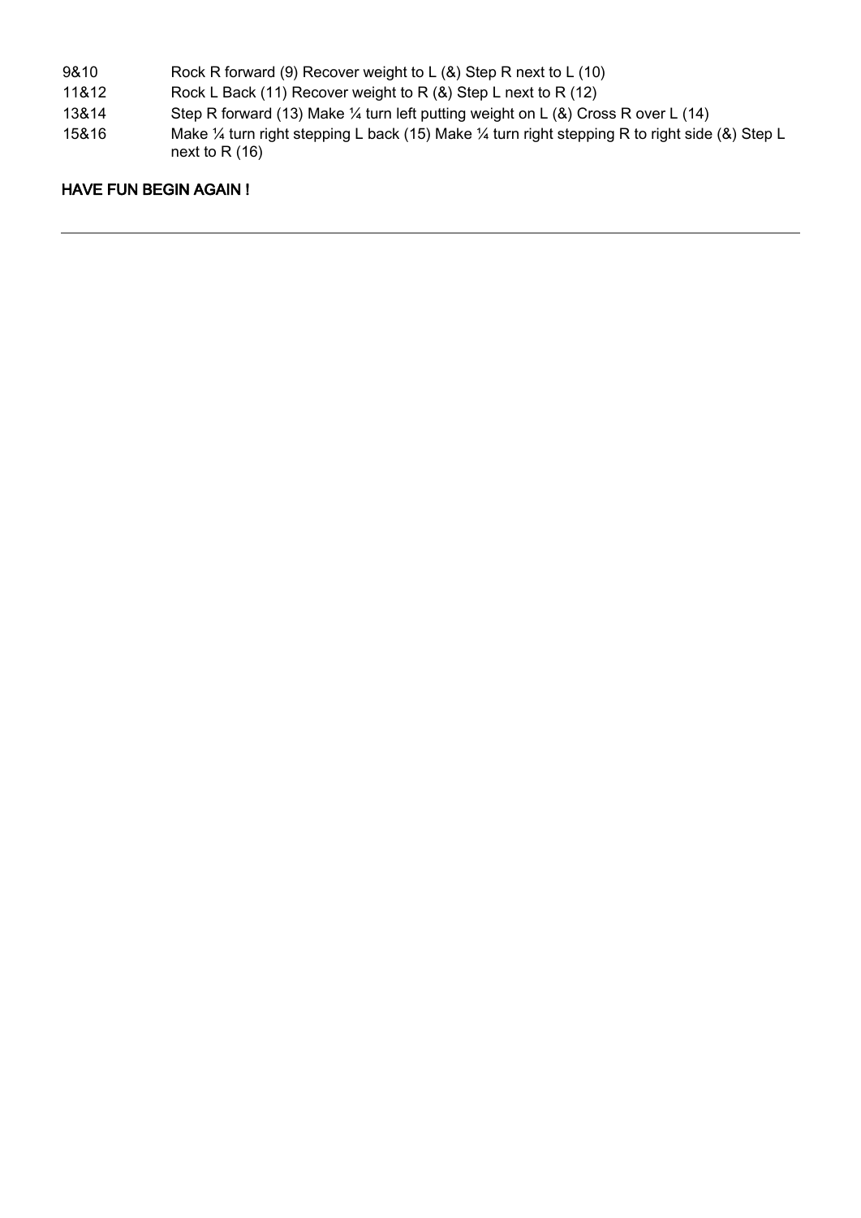| | |
|---|---|
| 9&10 | Rock R forward (9) Recover weight to L (&) Step R next to L (10) |
| 11&12 | Rock L Back (11) Recover weight to R (&) Step L next to R (12) |
| 13&14 | Step R forward (13) Make ¼ turn left putting weight on L (&) Cross R over L (14) |
| 15&16 | Make ¼ turn right stepping L back (15) Make ¼ turn right stepping R to right side (&) Step L next to R (16) |

**HAVE FUN BEGIN AGAIN !**

---